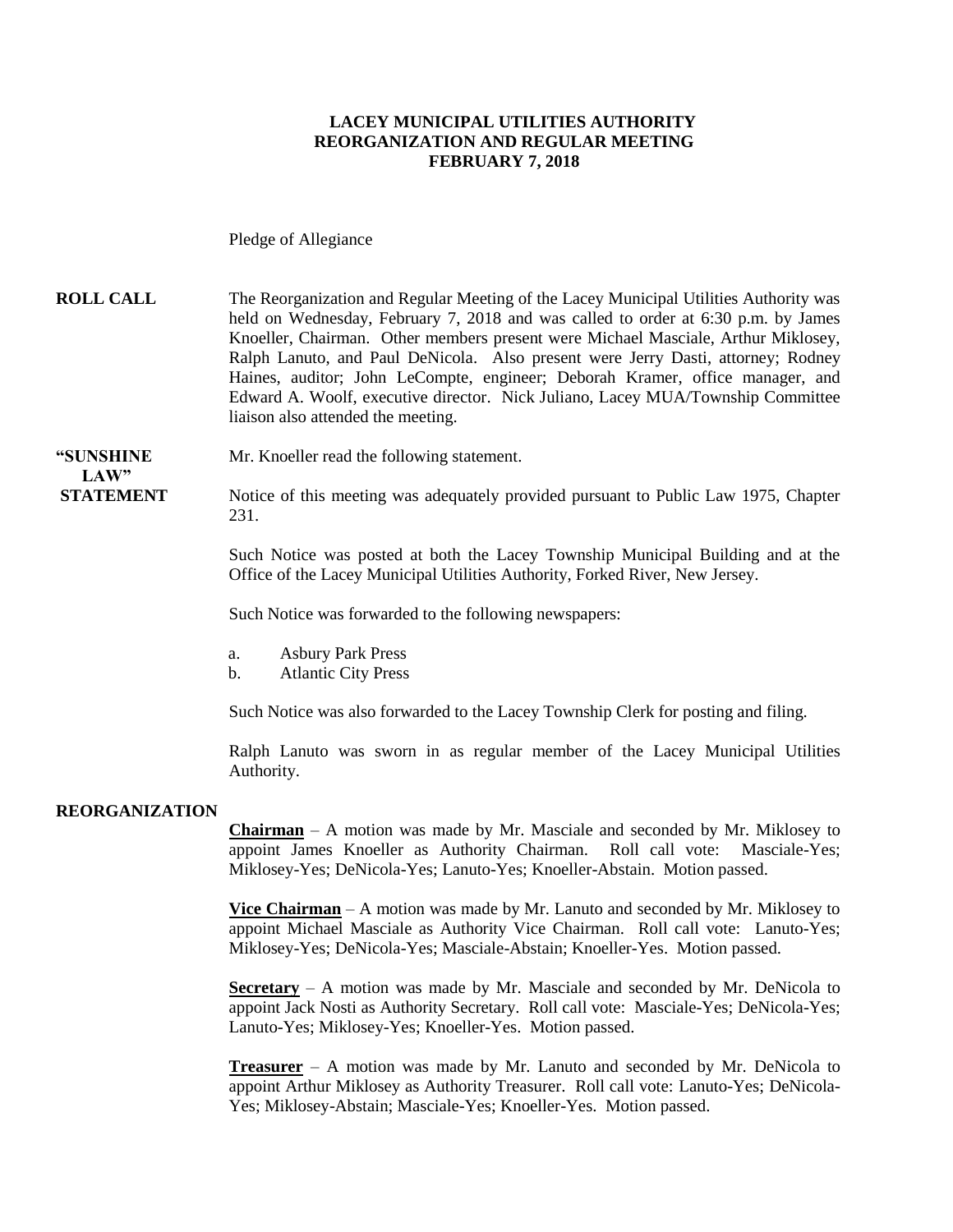**LACEY MUNICIPAL UTILITIES AUTHORITY**
**REORGANIZATION AND REGULAR MEETING**
**FEBRUARY 7, 2018**

Pledge of Allegiance

**ROLL CALL** The Reorganization and Regular Meeting of the Lacey Municipal Utilities Authority was held on Wednesday, February 7, 2018 and was called to order at 6:30 p.m. by James Knoeller, Chairman. Other members present were Michael Masciale, Arthur Miklosey, Ralph Lanuto, and Paul DeNicola. Also present were Jerry Dasti, attorney; Rodney Haines, auditor; John LeCompte, engineer; Deborah Kramer, office manager, and Edward A. Woolf, executive director. Nick Juliano, Lacey MUA/Township Committee liaison also attended the meeting.

**"SUNSHINE LAW" STATEMENT** Mr. Knoeller read the following statement.

Notice of this meeting was adequately provided pursuant to Public Law 1975, Chapter 231.

Such Notice was posted at both the Lacey Township Municipal Building and at the Office of the Lacey Municipal Utilities Authority, Forked River, New Jersey.

Such Notice was forwarded to the following newspapers:

a. Asbury Park Press
b. Atlantic City Press

Such Notice was also forwarded to the Lacey Township Clerk for posting and filing.

Ralph Lanuto was sworn in as regular member of the Lacey Municipal Utilities Authority.

**REORGANIZATION**

**Chairman** – A motion was made by Mr. Masciale and seconded by Mr. Miklosey to appoint James Knoeller as Authority Chairman. Roll call vote: Masciale-Yes; Miklosey-Yes; DeNicola-Yes; Lanuto-Yes; Knoeller-Abstain. Motion passed.

**Vice Chairman** – A motion was made by Mr. Lanuto and seconded by Mr. Miklosey to appoint Michael Masciale as Authority Vice Chairman. Roll call vote: Lanuto-Yes; Miklosey-Yes; DeNicola-Yes; Masciale-Abstain; Knoeller-Yes. Motion passed.

**Secretary** – A motion was made by Mr. Masciale and seconded by Mr. DeNicola to appoint Jack Nosti as Authority Secretary. Roll call vote: Masciale-Yes; DeNicola-Yes; Lanuto-Yes; Miklosey-Yes; Knoeller-Yes. Motion passed.

**Treasurer** – A motion was made by Mr. Lanuto and seconded by Mr. DeNicola to appoint Arthur Miklosey as Authority Treasurer. Roll call vote: Lanuto-Yes; DeNicola-Yes; Miklosey-Abstain; Masciale-Yes; Knoeller-Yes. Motion passed.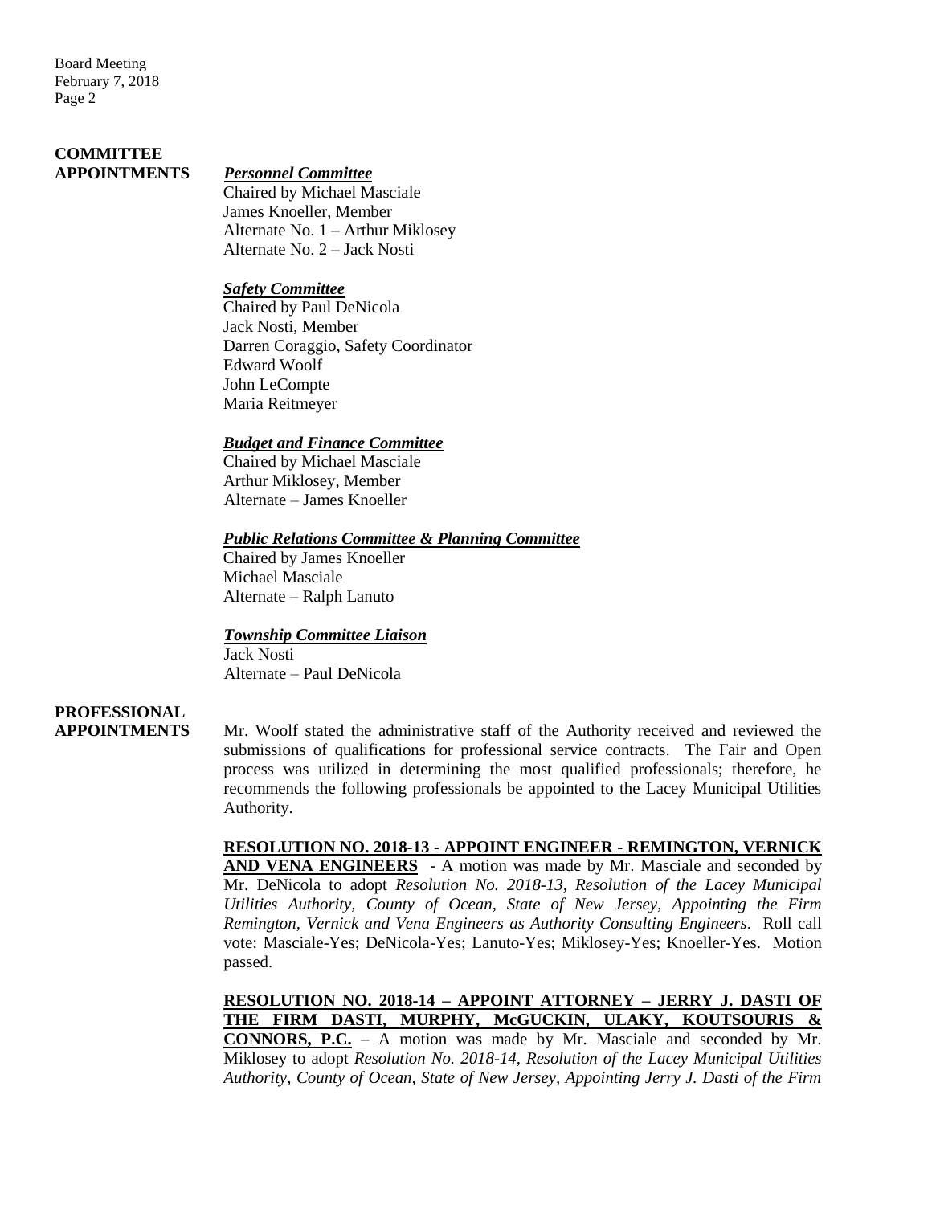**COMMITTEE APPOINTMENTS**

***Personnel Committee***
Chaired by Michael Masciale
James Knoeller, Member
Alternate No. 1 – Arthur Miklosey
Alternate No. 2 – Jack Nosti

***Safety Committee***
Chaired by Paul DeNicola
Jack Nosti, Member
Darren Coraggio, Safety Coordinator
Edward Woolf
John LeCompte
Maria Reitmeyer

***Budget and Finance Committee***
Chaired by Michael Masciale
Arthur Miklosey, Member
Alternate – James Knoeller

***Public Relations Committee & Planning Committee***
Chaired by James Knoeller
Michael Masciale
Alternate – Ralph Lanuto

***Township Committee Liaison***
Jack Nosti
Alternate – Paul DeNicola

**PROFESSIONAL APPOINTMENTS**

Mr. Woolf stated the administrative staff of the Authority received and reviewed the submissions of qualifications for professional service contracts. The Fair and Open process was utilized in determining the most qualified professionals; therefore, he recommends the following professionals be appointed to the Lacey Municipal Utilities Authority.

**RESOLUTION NO. 2018-13 - APPOINT ENGINEER - REMINGTON, VERNICK AND VENA ENGINEERS** - A motion was made by Mr. Masciale and seconded by Mr. DeNicola to adopt *Resolution No. 2018-13, Resolution of the Lacey Municipal Utilities Authority, County of Ocean, State of New Jersey, Appointing the Firm Remington, Vernick and Vena Engineers as Authority Consulting Engineers*. Roll call vote: Masciale-Yes; DeNicola-Yes; Lanuto-Yes; Miklosey-Yes; Knoeller-Yes. Motion passed.

**RESOLUTION NO. 2018-14 – APPOINT ATTORNEY – JERRY J. DASTI OF THE FIRM DASTI, MURPHY, McGUCKIN, ULAKY, KOUTSOURIS & CONNORS, P.C.** – A motion was made by Mr. Masciale and seconded by Mr. Miklosey to adopt *Resolution No. 2018-14, Resolution of the Lacey Municipal Utilities Authority, County of Ocean, State of New Jersey, Appointing Jerry J. Dasti of the Firm*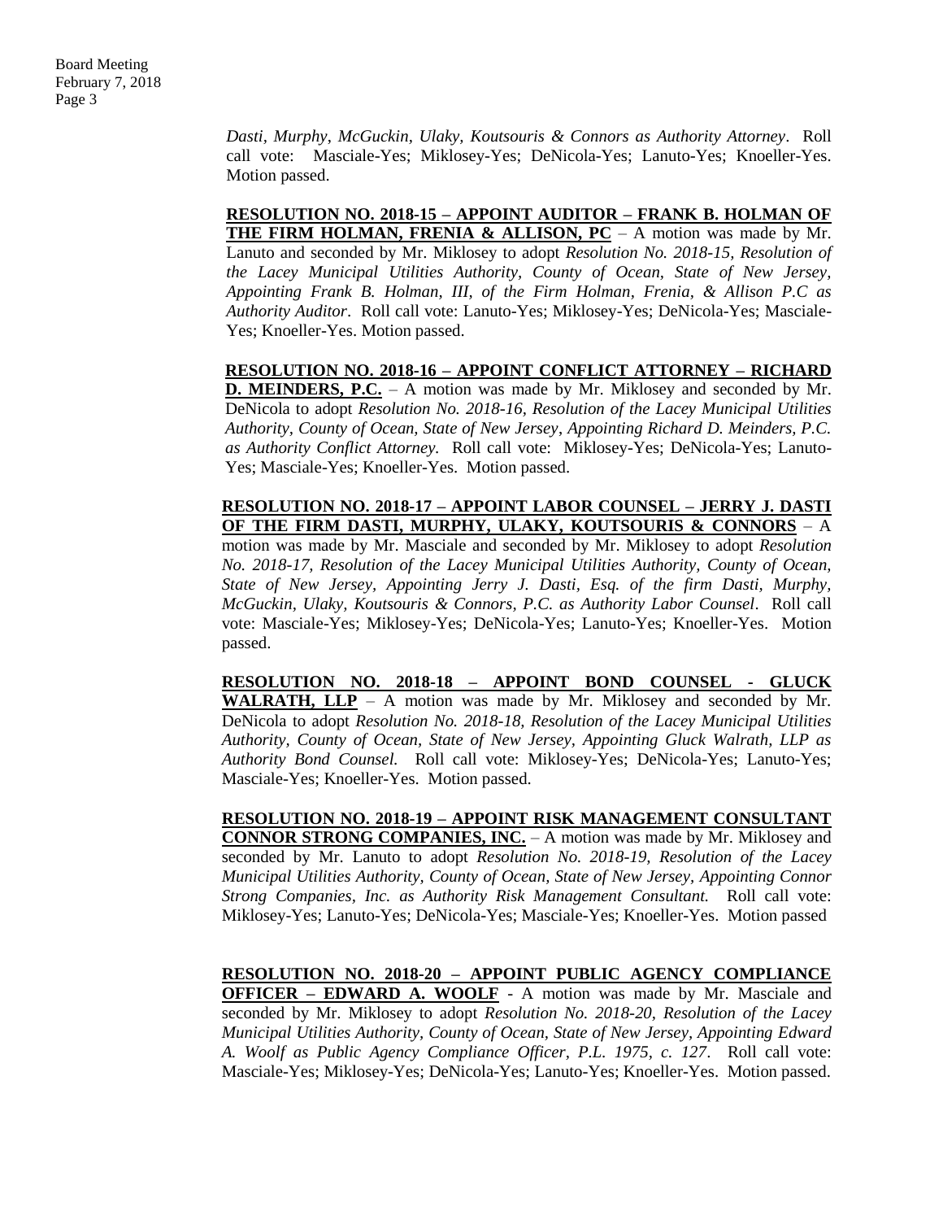*Dasti, Murphy, McGuckin, Ulaky, Koutsouris & Connors as Authority Attorney*. Roll call vote: Masciale-Yes; Miklosey-Yes; DeNicola-Yes; Lanuto-Yes; Knoeller-Yes. Motion passed.

**RESOLUTION NO. 2018-15 – APPOINT AUDITOR – FRANK B. HOLMAN OF THE FIRM HOLMAN, FRENIA & ALLISON, PC** – A motion was made by Mr. Lanuto and seconded by Mr. Miklosey to adopt *Resolution No. 2018-15, Resolution of the Lacey Municipal Utilities Authority, County of Ocean, State of New Jersey, Appointing Frank B. Holman, III, of the Firm Holman, Frenia, & Allison P.C as Authority Auditor*. Roll call vote: Lanuto-Yes; Miklosey-Yes; DeNicola-Yes; Masciale-Yes; Knoeller-Yes. Motion passed.

**RESOLUTION NO. 2018-16 – APPOINT CONFLICT ATTORNEY – RICHARD D. MEINDERS, P.C.** – A motion was made by Mr. Miklosey and seconded by Mr. DeNicola to adopt *Resolution No. 2018-16, Resolution of the Lacey Municipal Utilities Authority, County of Ocean, State of New Jersey, Appointing Richard D. Meinders, P.C. as Authority Conflict Attorney.* Roll call vote: Miklosey-Yes; DeNicola-Yes; Lanuto-Yes; Masciale-Yes; Knoeller-Yes. Motion passed.

**RESOLUTION NO. 2018-17 – APPOINT LABOR COUNSEL – JERRY J. DASTI OF THE FIRM DASTI, MURPHY, ULAKY, KOUTSOURIS & CONNORS** – A motion was made by Mr. Masciale and seconded by Mr. Miklosey to adopt *Resolution No. 2018-17, Resolution of the Lacey Municipal Utilities Authority, County of Ocean, State of New Jersey, Appointing Jerry J. Dasti, Esq. of the firm Dasti, Murphy, McGuckin, Ulaky, Koutsouris & Connors, P.C. as Authority Labor Counsel*. Roll call vote: Masciale-Yes; Miklosey-Yes; DeNicola-Yes; Lanuto-Yes; Knoeller-Yes. Motion passed.

**RESOLUTION NO. 2018-18 – APPOINT BOND COUNSEL - GLUCK WALRATH, LLP** – A motion was made by Mr. Miklosey and seconded by Mr. DeNicola to adopt *Resolution No. 2018-18, Resolution of the Lacey Municipal Utilities Authority, County of Ocean, State of New Jersey, Appointing Gluck Walrath, LLP as Authority Bond Counsel.* Roll call vote: Miklosey-Yes; DeNicola-Yes; Lanuto-Yes; Masciale-Yes; Knoeller-Yes. Motion passed.

**RESOLUTION NO. 2018-19 – APPOINT RISK MANAGEMENT CONSULTANT CONNOR STRONG COMPANIES, INC.** – A motion was made by Mr. Miklosey and seconded by Mr. Lanuto to adopt *Resolution No. 2018-19, Resolution of the Lacey Municipal Utilities Authority, County of Ocean, State of New Jersey, Appointing Connor Strong Companies, Inc. as Authority Risk Management Consultant.* Roll call vote: Miklosey-Yes; Lanuto-Yes; DeNicola-Yes; Masciale-Yes; Knoeller-Yes. Motion passed

**RESOLUTION NO. 2018-20 – APPOINT PUBLIC AGENCY COMPLIANCE OFFICER – EDWARD A. WOOLF** - A motion was made by Mr. Masciale and seconded by Mr. Miklosey to adopt *Resolution No. 2018-20, Resolution of the Lacey Municipal Utilities Authority, County of Ocean, State of New Jersey, Appointing Edward A. Woolf as Public Agency Compliance Officer, P.L. 1975, c. 127*. Roll call vote: Masciale-Yes; Miklosey-Yes; DeNicola-Yes; Lanuto-Yes; Knoeller-Yes. Motion passed.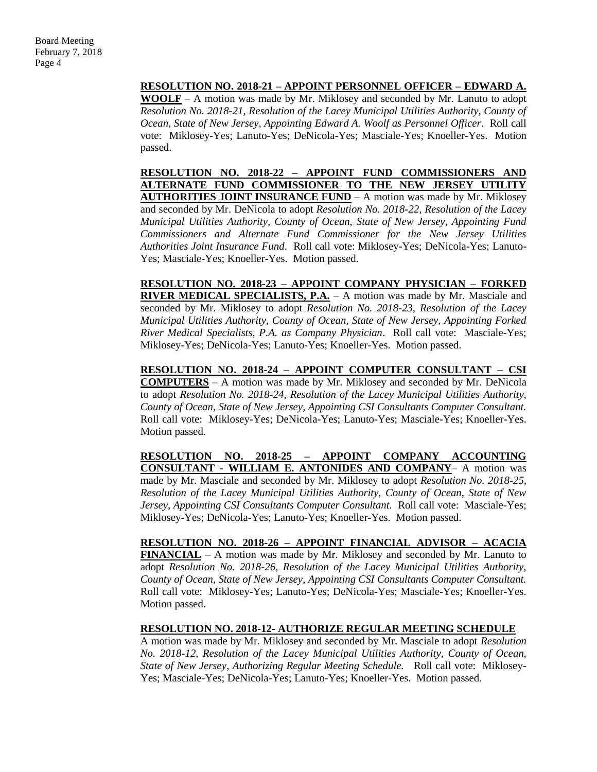**RESOLUTION NO. 2018-21 – APPOINT PERSONNEL OFFICER – EDWARD A. WOOLF** – A motion was made by Mr. Miklosey and seconded by Mr. Lanuto to adopt *Resolution No. 2018-21, Resolution of the Lacey Municipal Utilities Authority, County of Ocean, State of New Jersey, Appointing Edward A. Woolf as Personnel Officer*. Roll call vote: Miklosey-Yes; Lanuto-Yes; DeNicola-Yes; Masciale-Yes; Knoeller-Yes. Motion passed.

**RESOLUTION NO. 2018-22 – APPOINT FUND COMMISSIONERS AND ALTERNATE FUND COMMISSIONER TO THE NEW JERSEY UTILITY AUTHORITIES JOINT INSURANCE FUND** – A motion was made by Mr. Miklosey and seconded by Mr. DeNicola to adopt *Resolution No. 2018-22, Resolution of the Lacey Municipal Utilities Authority, County of Ocean, State of New Jersey, Appointing Fund Commissioners and Alternate Fund Commissioner for the New Jersey Utilities Authorities Joint Insurance Fund*. Roll call vote: Miklosey-Yes; DeNicola-Yes; Lanuto-Yes; Masciale-Yes; Knoeller-Yes. Motion passed.

**RESOLUTION NO. 2018-23 – APPOINT COMPANY PHYSICIAN – FORKED RIVER MEDICAL SPECIALISTS, P.A.** – A motion was made by Mr. Masciale and seconded by Mr. Miklosey to adopt *Resolution No. 2018-23, Resolution of the Lacey Municipal Utilities Authority, County of Ocean, State of New Jersey, Appointing Forked River Medical Specialists, P.A. as Company Physician*. Roll call vote: Masciale-Yes; Miklosey-Yes; DeNicola-Yes; Lanuto-Yes; Knoeller-Yes. Motion passed.

**RESOLUTION NO. 2018-24 – APPOINT COMPUTER CONSULTANT – CSI COMPUTERS** – A motion was made by Mr. Miklosey and seconded by Mr. DeNicola to adopt *Resolution No. 2018-24, Resolution of the Lacey Municipal Utilities Authority, County of Ocean, State of New Jersey, Appointing CSI Consultants Computer Consultant.* Roll call vote: Miklosey-Yes; DeNicola-Yes; Lanuto-Yes; Masciale-Yes; Knoeller-Yes. Motion passed.

**RESOLUTION NO. 2018-25 – APPOINT COMPANY ACCOUNTING CONSULTANT - WILLIAM E. ANTONIDES AND COMPANY**– A motion was made by Mr. Masciale and seconded by Mr. Miklosey to adopt *Resolution No. 2018-25, Resolution of the Lacey Municipal Utilities Authority, County of Ocean, State of New Jersey, Appointing CSI Consultants Computer Consultant.* Roll call vote: Masciale-Yes; Miklosey-Yes; DeNicola-Yes; Lanuto-Yes; Knoeller-Yes. Motion passed.

**RESOLUTION NO. 2018-26 – APPOINT FINANCIAL ADVISOR – ACACIA FINANCIAL** – A motion was made by Mr. Miklosey and seconded by Mr. Lanuto to adopt *Resolution No. 2018-26, Resolution of the Lacey Municipal Utilities Authority, County of Ocean, State of New Jersey, Appointing CSI Consultants Computer Consultant.* Roll call vote: Miklosey-Yes; Lanuto-Yes; DeNicola-Yes; Masciale-Yes; Knoeller-Yes. Motion passed.

**RESOLUTION NO. 2018-12- AUTHORIZE REGULAR MEETING SCHEDULE**
A motion was made by Mr. Miklosey and seconded by Mr. Masciale to adopt *Resolution No. 2018-12, Resolution of the Lacey Municipal Utilities Authority, County of Ocean, State of New Jersey, Authorizing Regular Meeting Schedule.* Roll call vote: Miklosey-Yes; Masciale-Yes; DeNicola-Yes; Lanuto-Yes; Knoeller-Yes. Motion passed.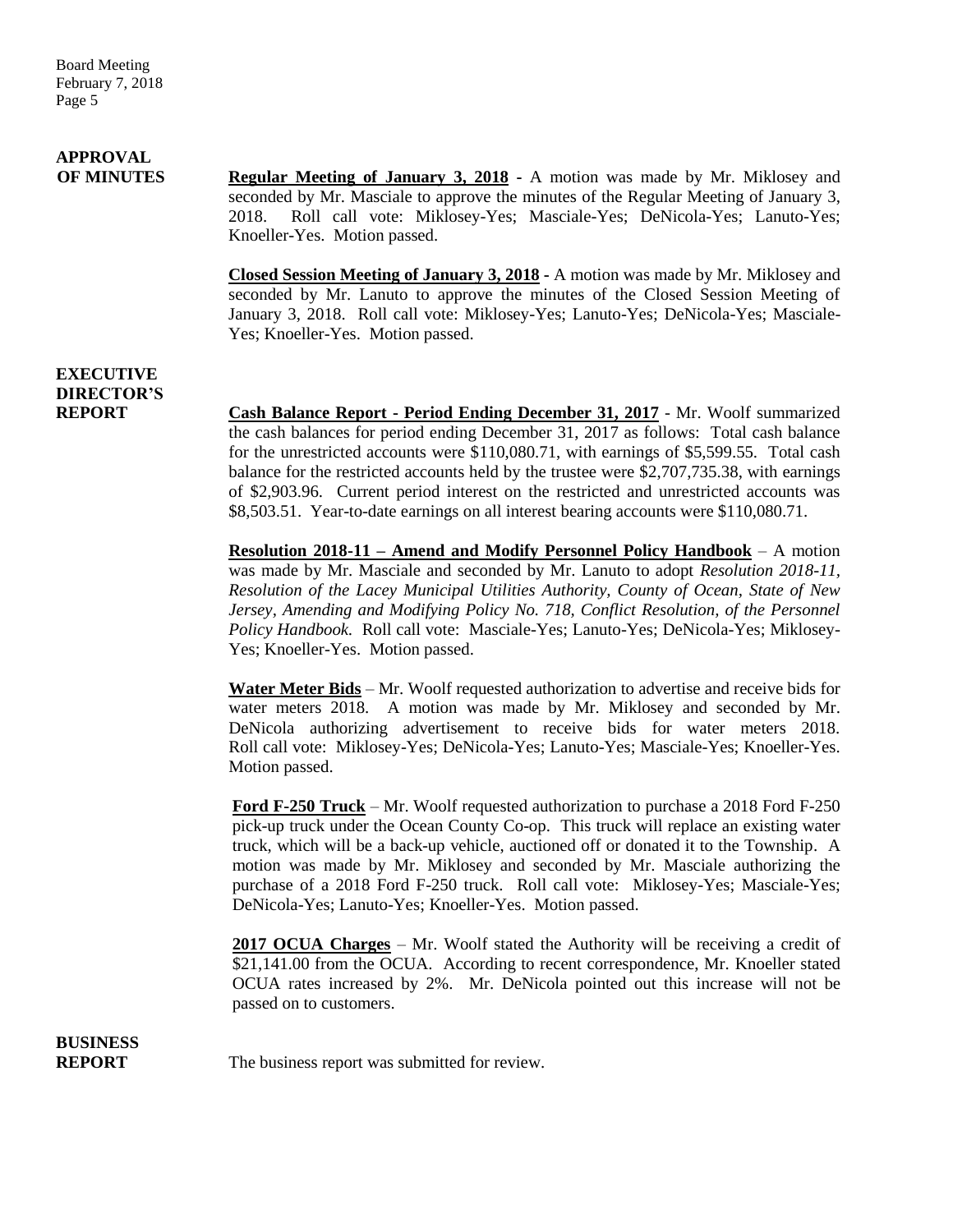**APPROVAL OF MINUTES**

**Regular Meeting of January 3, 2018** - A motion was made by Mr. Miklosey and seconded by Mr. Masciale to approve the minutes of the Regular Meeting of January 3, 2018. Roll call vote: Miklosey-Yes; Masciale-Yes; DeNicola-Yes; Lanuto-Yes; Knoeller-Yes. Motion passed.

**Closed Session Meeting of January 3, 2018** - A motion was made by Mr. Miklosey and seconded by Mr. Lanuto to approve the minutes of the Closed Session Meeting of January 3, 2018. Roll call vote: Miklosey-Yes; Lanuto-Yes; DeNicola-Yes; Masciale-Yes; Knoeller-Yes. Motion passed.

**EXECUTIVE DIRECTOR'S REPORT**

**Cash Balance Report - Period Ending December 31, 2017** - Mr. Woolf summarized the cash balances for period ending December 31, 2017 as follows: Total cash balance for the unrestricted accounts were $110,080.71, with earnings of $5,599.55. Total cash balance for the restricted accounts held by the trustee were $2,707,735.38, with earnings of $2,903.96. Current period interest on the restricted and unrestricted accounts was $8,503.51. Year-to-date earnings on all interest bearing accounts were $110,080.71.

**Resolution 2018-11 – Amend and Modify Personnel Policy Handbook** – A motion was made by Mr. Masciale and seconded by Mr. Lanuto to adopt *Resolution 2018-11, Resolution of the Lacey Municipal Utilities Authority, County of Ocean, State of New Jersey, Amending and Modifying Policy No. 718, Conflict Resolution, of the Personnel Policy Handbook.* Roll call vote: Masciale-Yes; Lanuto-Yes; DeNicola-Yes; Miklosey-Yes; Knoeller-Yes. Motion passed.

**Water Meter Bids** – Mr. Woolf requested authorization to advertise and receive bids for water meters 2018. A motion was made by Mr. Miklosey and seconded by Mr. DeNicola authorizing advertisement to receive bids for water meters 2018. Roll call vote: Miklosey-Yes; DeNicola-Yes; Lanuto-Yes; Masciale-Yes; Knoeller-Yes. Motion passed.

**Ford F-250 Truck** – Mr. Woolf requested authorization to purchase a 2018 Ford F-250 pick-up truck under the Ocean County Co-op. This truck will replace an existing water truck, which will be a back-up vehicle, auctioned off or donated it to the Township. A motion was made by Mr. Miklosey and seconded by Mr. Masciale authorizing the purchase of a 2018 Ford F-250 truck. Roll call vote: Miklosey-Yes; Masciale-Yes; DeNicola-Yes; Lanuto-Yes; Knoeller-Yes. Motion passed.

**2017 OCUA Charges** – Mr. Woolf stated the Authority will be receiving a credit of $21,141.00 from the OCUA. According to recent correspondence, Mr. Knoeller stated OCUA rates increased by 2%. Mr. DeNicola pointed out this increase will not be passed on to customers.

**BUSINESS REPORT**

The business report was submitted for review.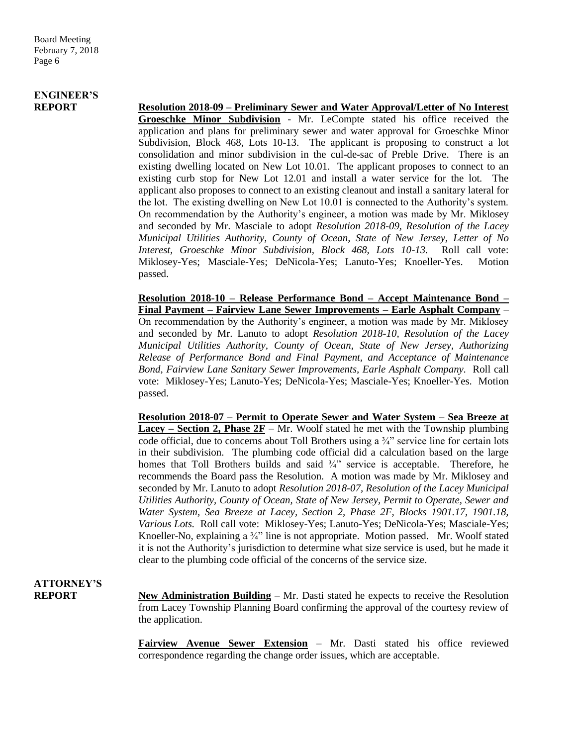## ENGINEER'S REPORT

**Resolution 2018-09 – Preliminary Sewer and Water Approval/Letter of No Interest Groeschke Minor Subdivision** - Mr. LeCompte stated his office received the application and plans for preliminary sewer and water approval for Groeschke Minor Subdivision, Block 468, Lots 10-13. The applicant is proposing to construct a lot consolidation and minor subdivision in the cul-de-sac of Preble Drive. There is an existing dwelling located on New Lot 10.01. The applicant proposes to connect to an existing curb stop for New Lot 12.01 and install a water service for the lot. The applicant also proposes to connect to an existing cleanout and install a sanitary lateral for the lot. The existing dwelling on New Lot 10.01 is connected to the Authority's system. On recommendation by the Authority's engineer, a motion was made by Mr. Miklosey and seconded by Mr. Masciale to adopt *Resolution 2018-09, Resolution of the Lacey Municipal Utilities Authority, County of Ocean, State of New Jersey, Letter of No Interest, Groeschke Minor Subdivision, Block 468, Lots 10-13.* Roll call vote: Miklosey-Yes; Masciale-Yes; DeNicola-Yes; Lanuto-Yes; Knoeller-Yes. Motion passed.

**Resolution 2018-10 – Release Performance Bond – Accept Maintenance Bond – Final Payment – Fairview Lane Sewer Improvements – Earle Asphalt Company** – On recommendation by the Authority's engineer, a motion was made by Mr. Miklosey and seconded by Mr. Lanuto to adopt *Resolution 2018-10, Resolution of the Lacey Municipal Utilities Authority, County of Ocean, State of New Jersey, Authorizing Release of Performance Bond and Final Payment, and Acceptance of Maintenance Bond, Fairview Lane Sanitary Sewer Improvements, Earle Asphalt Company.* Roll call vote: Miklosey-Yes; Lanuto-Yes; DeNicola-Yes; Masciale-Yes; Knoeller-Yes. Motion passed.

**Resolution 2018-07 – Permit to Operate Sewer and Water System – Sea Breeze at Lacey – Section 2, Phase 2F** – Mr. Woolf stated he met with the Township plumbing code official, due to concerns about Toll Brothers using a ¾" service line for certain lots in their subdivision. The plumbing code official did a calculation based on the large homes that Toll Brothers builds and said ¾" service is acceptable. Therefore, he recommends the Board pass the Resolution. A motion was made by Mr. Miklosey and seconded by Mr. Lanuto to adopt *Resolution 2018-07, Resolution of the Lacey Municipal Utilities Authority, County of Ocean, State of New Jersey, Permit to Operate, Sewer and Water System, Sea Breeze at Lacey, Section 2, Phase 2F, Blocks 1901.17, 1901.18, Various Lots.* Roll call vote: Miklosey-Yes; Lanuto-Yes; DeNicola-Yes; Masciale-Yes; Knoeller-No, explaining a ¾" line is not appropriate. Motion passed. Mr. Woolf stated it is not the Authority's jurisdiction to determine what size service is used, but he made it clear to the plumbing code official of the concerns of the service size.

## ATTORNEY'S REPORT

**New Administration Building** – Mr. Dasti stated he expects to receive the Resolution from Lacey Township Planning Board confirming the approval of the courtesy review of the application.

**Fairview Avenue Sewer Extension** – Mr. Dasti stated his office reviewed correspondence regarding the change order issues, which are acceptable.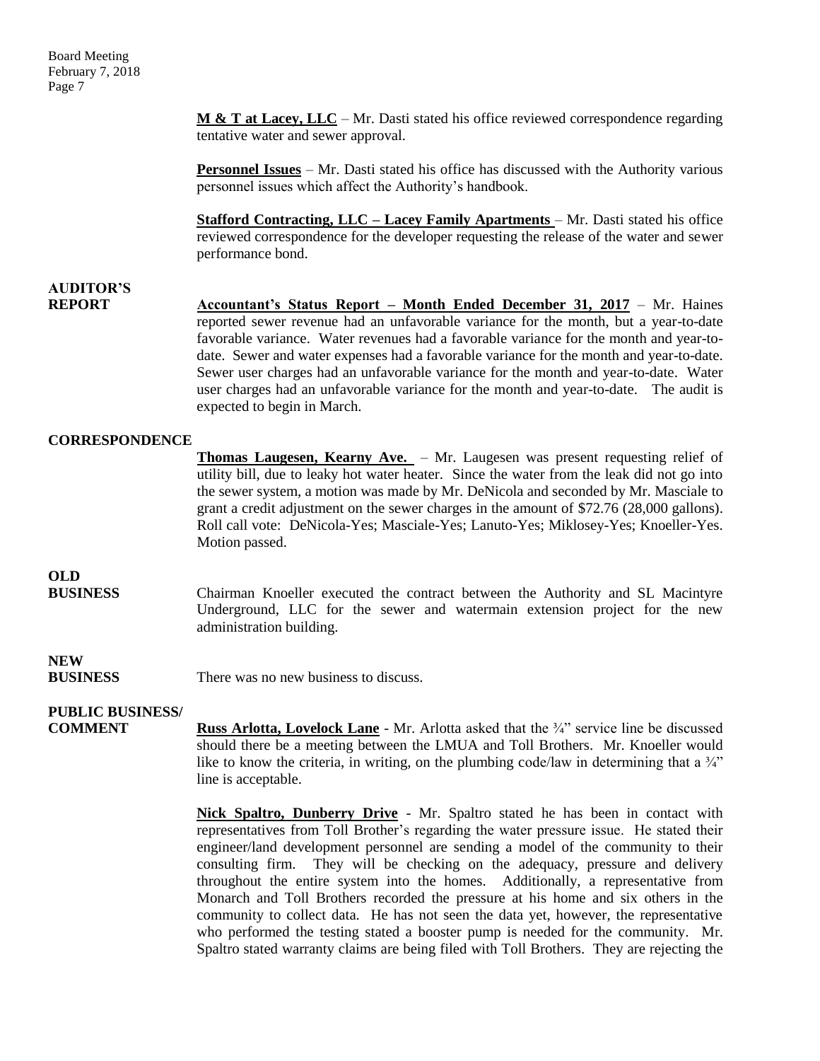**M & T at Lacey, LLC** – Mr. Dasti stated his office reviewed correspondence regarding tentative water and sewer approval.

**Personnel Issues** – Mr. Dasti stated his office has discussed with the Authority various personnel issues which affect the Authority's handbook.

**Stafford Contracting, LLC – Lacey Family Apartments** – Mr. Dasti stated his office reviewed correspondence for the developer requesting the release of the water and sewer performance bond.

**AUDITOR'S REPORT**

**Accountant's Status Report – Month Ended December 31, 2017** – Mr. Haines reported sewer revenue had an unfavorable variance for the month, but a year-to-date favorable variance. Water revenues had a favorable variance for the month and year-to-date. Sewer and water expenses had a favorable variance for the month and year-to-date. Sewer user charges had an unfavorable variance for the month and year-to-date. Water user charges had an unfavorable variance for the month and year-to-date. The audit is expected to begin in March.

**CORRESPONDENCE**

**Thomas Laugesen, Kearny Ave.** – Mr. Laugesen was present requesting relief of utility bill, due to leaky hot water heater. Since the water from the leak did not go into the sewer system, a motion was made by Mr. DeNicola and seconded by Mr. Masciale to grant a credit adjustment on the sewer charges in the amount of $72.76 (28,000 gallons). Roll call vote: DeNicola-Yes; Masciale-Yes; Lanuto-Yes; Miklosey-Yes; Knoeller-Yes. Motion passed.

**OLD BUSINESS**

Chairman Knoeller executed the contract between the Authority and SL Macintyre Underground, LLC for the sewer and watermain extension project for the new administration building.

**NEW BUSINESS**

There was no new business to discuss.

**PUBLIC BUSINESS/ COMMENT**

**Russ Arlotta, Lovelock Lane** - Mr. Arlotta asked that the ¾" service line be discussed should there be a meeting between the LMUA and Toll Brothers. Mr. Knoeller would like to know the criteria, in writing, on the plumbing code/law in determining that a ¾" line is acceptable.

**Nick Spaltro, Dunberry Drive** - Mr. Spaltro stated he has been in contact with representatives from Toll Brother's regarding the water pressure issue. He stated their engineer/land development personnel are sending a model of the community to their consulting firm. They will be checking on the adequacy, pressure and delivery throughout the entire system into the homes. Additionally, a representative from Monarch and Toll Brothers recorded the pressure at his home and six others in the community to collect data. He has not seen the data yet, however, the representative who performed the testing stated a booster pump is needed for the community. Mr. Spaltro stated warranty claims are being filed with Toll Brothers. They are rejecting the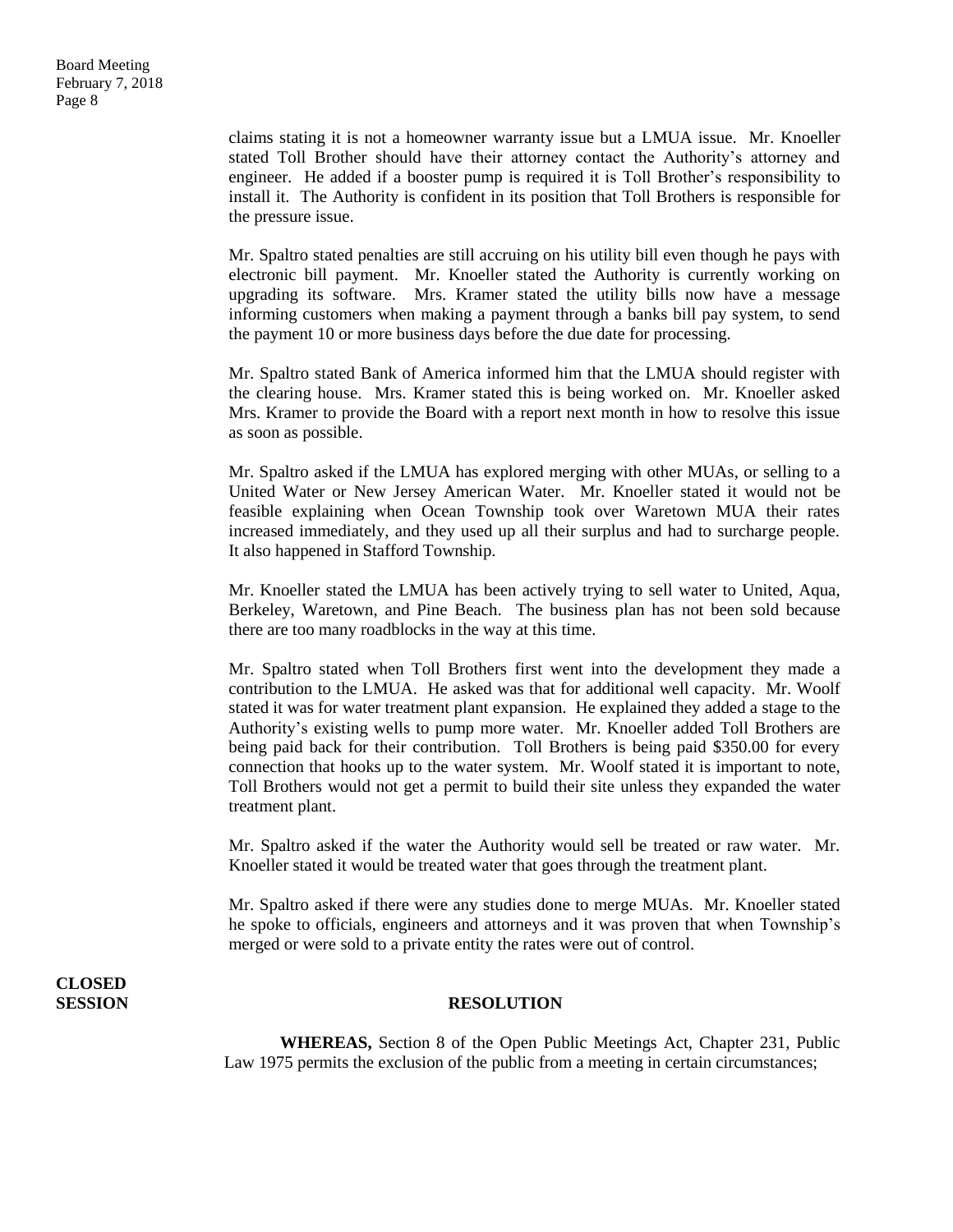claims stating it is not a homeowner warranty issue but a LMUA issue. Mr. Knoeller stated Toll Brother should have their attorney contact the Authority's attorney and engineer. He added if a booster pump is required it is Toll Brother's responsibility to install it. The Authority is confident in its position that Toll Brothers is responsible for the pressure issue.

Mr. Spaltro stated penalties are still accruing on his utility bill even though he pays with electronic bill payment. Mr. Knoeller stated the Authority is currently working on upgrading its software. Mrs. Kramer stated the utility bills now have a message informing customers when making a payment through a banks bill pay system, to send the payment 10 or more business days before the due date for processing.

Mr. Spaltro stated Bank of America informed him that the LMUA should register with the clearing house. Mrs. Kramer stated this is being worked on. Mr. Knoeller asked Mrs. Kramer to provide the Board with a report next month in how to resolve this issue as soon as possible.

Mr. Spaltro asked if the LMUA has explored merging with other MUAs, or selling to a United Water or New Jersey American Water. Mr. Knoeller stated it would not be feasible explaining when Ocean Township took over Waretown MUA their rates increased immediately, and they used up all their surplus and had to surcharge people. It also happened in Stafford Township.

Mr. Knoeller stated the LMUA has been actively trying to sell water to United, Aqua, Berkeley, Waretown, and Pine Beach. The business plan has not been sold because there are too many roadblocks in the way at this time.

Mr. Spaltro stated when Toll Brothers first went into the development they made a contribution to the LMUA. He asked was that for additional well capacity. Mr. Woolf stated it was for water treatment plant expansion. He explained they added a stage to the Authority's existing wells to pump more water. Mr. Knoeller added Toll Brothers are being paid back for their contribution. Toll Brothers is being paid $350.00 for every connection that hooks up to the water system. Mr. Woolf stated it is important to note, Toll Brothers would not get a permit to build their site unless they expanded the water treatment plant.

Mr. Spaltro asked if the water the Authority would sell be treated or raw water. Mr. Knoeller stated it would be treated water that goes through the treatment plant.

Mr. Spaltro asked if there were any studies done to merge MUAs. Mr. Knoeller stated he spoke to officials, engineers and attorneys and it was proven that when Township's merged or were sold to a private entity the rates were out of control.

**CLOSED SESSION**

**RESOLUTION**

**WHEREAS,** Section 8 of the Open Public Meetings Act, Chapter 231, Public Law 1975 permits the exclusion of the public from a meeting in certain circumstances;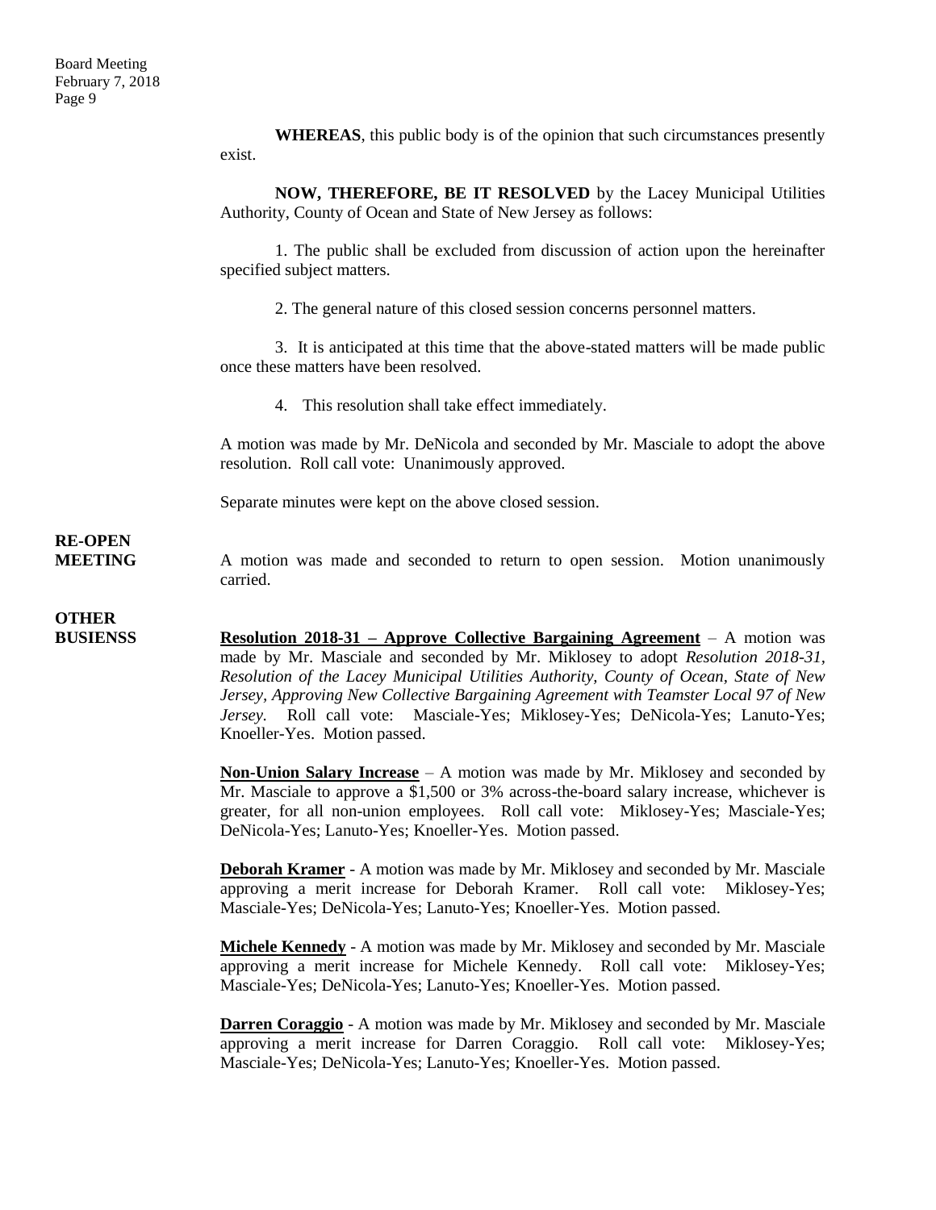**WHEREAS**, this public body is of the opinion that such circumstances presently exist.

**NOW, THEREFORE, BE IT RESOLVED** by the Lacey Municipal Utilities Authority, County of Ocean and State of New Jersey as follows:

1. The public shall be excluded from discussion of action upon the hereinafter specified subject matters.

2. The general nature of this closed session concerns personnel matters.

3. It is anticipated at this time that the above-stated matters will be made public once these matters have been resolved.

4. This resolution shall take effect immediately.

A motion was made by Mr. DeNicola and seconded by Mr. Masciale to adopt the above resolution. Roll call vote: Unanimously approved.

Separate minutes were kept on the above closed session.

**RE-OPEN MEETING**

A motion was made and seconded to return to open session. Motion unanimously carried.

**OTHER BUSIENSS**

**Resolution 2018-31 – Approve Collective Bargaining Agreement** – A motion was made by Mr. Masciale and seconded by Mr. Miklosey to adopt *Resolution 2018-31, Resolution of the Lacey Municipal Utilities Authority, County of Ocean, State of New Jersey, Approving New Collective Bargaining Agreement with Teamster Local 97 of New Jersey.* Roll call vote: Masciale-Yes; Miklosey-Yes; DeNicola-Yes; Lanuto-Yes; Knoeller-Yes. Motion passed.

**Non-Union Salary Increase** – A motion was made by Mr. Miklosey and seconded by Mr. Masciale to approve a $1,500 or 3% across-the-board salary increase, whichever is greater, for all non-union employees. Roll call vote: Miklosey-Yes; Masciale-Yes; DeNicola-Yes; Lanuto-Yes; Knoeller-Yes. Motion passed.

**Deborah Kramer** - A motion was made by Mr. Miklosey and seconded by Mr. Masciale approving a merit increase for Deborah Kramer. Roll call vote: Miklosey-Yes; Masciale-Yes; DeNicola-Yes; Lanuto-Yes; Knoeller-Yes. Motion passed.

**Michele Kennedy** - A motion was made by Mr. Miklosey and seconded by Mr. Masciale approving a merit increase for Michele Kennedy. Roll call vote: Miklosey-Yes; Masciale-Yes; DeNicola-Yes; Lanuto-Yes; Knoeller-Yes. Motion passed.

**Darren Coraggio** - A motion was made by Mr. Miklosey and seconded by Mr. Masciale approving a merit increase for Darren Coraggio. Roll call vote: Miklosey-Yes; Masciale-Yes; DeNicola-Yes; Lanuto-Yes; Knoeller-Yes. Motion passed.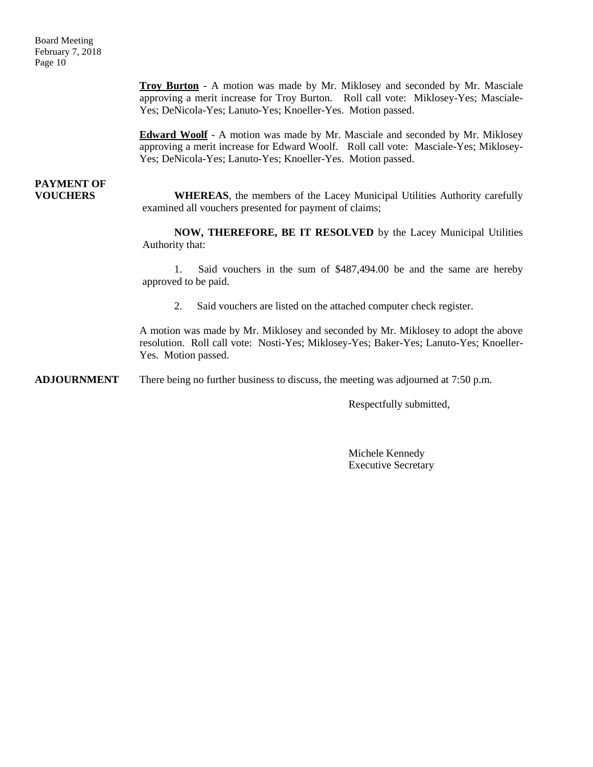**Troy Burton** - A motion was made by Mr. Miklosey and seconded by Mr. Masciale approving a merit increase for Troy Burton. Roll call vote: Miklosey-Yes; Masciale-Yes; DeNicola-Yes; Lanuto-Yes; Knoeller-Yes. Motion passed.

**Edward Woolf** - A motion was made by Mr. Masciale and seconded by Mr. Miklosey approving a merit increase for Edward Woolf. Roll call vote: Masciale-Yes; Miklosey-Yes; DeNicola-Yes; Lanuto-Yes; Knoeller-Yes. Motion passed.

**PAYMENT OF VOUCHERS**

**WHEREAS**, the members of the Lacey Municipal Utilities Authority carefully examined all vouchers presented for payment of claims;

**NOW, THEREFORE, BE IT RESOLVED** by the Lacey Municipal Utilities Authority that:

1. Said vouchers in the sum of $487,494.00 be and the same are hereby approved to be paid.

2. Said vouchers are listed on the attached computer check register.

A motion was made by Mr. Miklosey and seconded by Mr. Miklosey to adopt the above resolution. Roll call vote: Nosti-Yes; Miklosey-Yes; Baker-Yes; Lanuto-Yes; Knoeller-Yes. Motion passed.

**ADJOURNMENT** There being no further business to discuss, the meeting was adjourned at 7:50 p.m.

Respectfully submitted,

Michele Kennedy
Executive Secretary